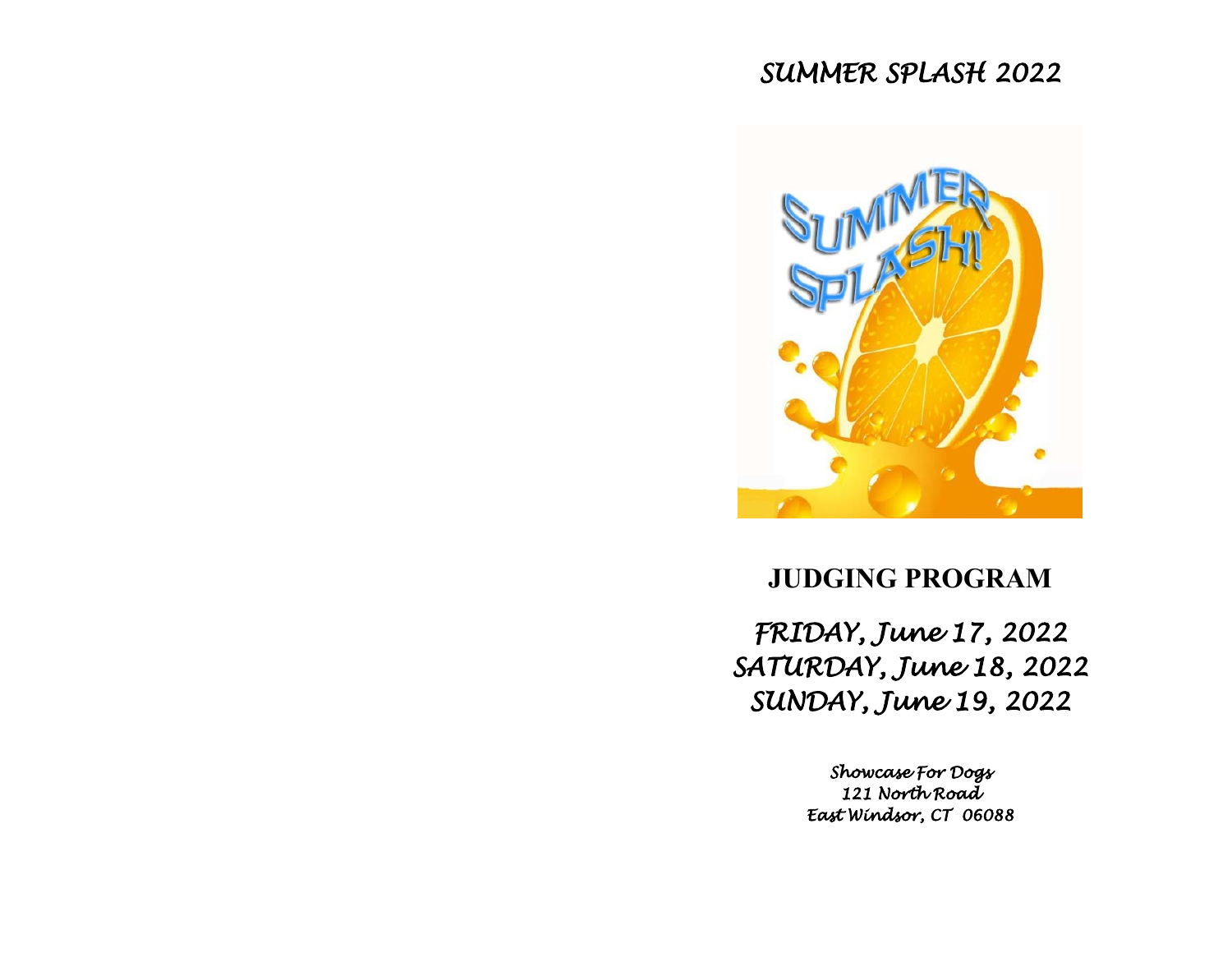# SUMMER SPLASH 2022

## JUDGING PROGRAM

*FRIDAY, June 17, 2022*
*SATURDAY, June 18, 2022*
*SUNDAY, June 19, 2022*

*Showcase For Dogs*
*121 North Road*
*East Windsor, CT 06088*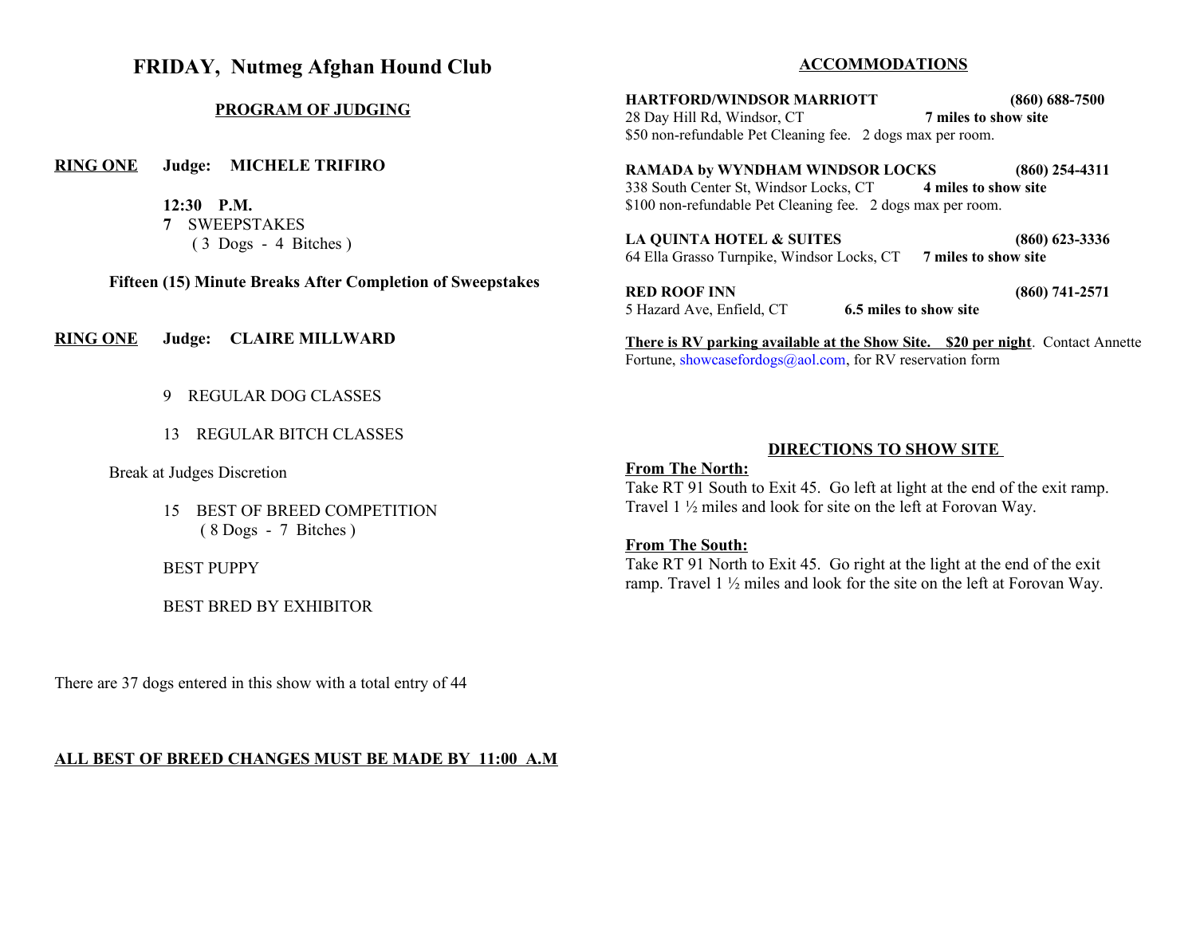# FRIDAY, Nutmeg Afghan Hound Club

## PROGRAM OF JUDGING

**RING ONE** **Judge: MICHELE TRIFIRO**

**12:30 P.M.**
**7** SWEEPSTAKES
( 3 Dogs - 4 Bitches )

**Fifteen (15) Minute Breaks After Completion of Sweepstakes**

**RING ONE** **Judge: CLAIRE MILLWARD**

9 REGULAR DOG CLASSES

13 REGULAR BITCH CLASSES

Break at Judges Discretion

15 BEST OF BREED COMPETITION
( 8 Dogs - 7 Bitches )

BEST PUPPY

BEST BRED BY EXHIBITOR

There are 37 dogs entered in this show with a total entry of 44

**ALL BEST OF BREED CHANGES MUST BE MADE BY 11:00 A.M**

## ACCOMMODATIONS

**HARTFORD/WINDSOR MARRIOTT** **(860) 688-7500**
28 Day Hill Rd, Windsor, CT **7 miles to show site**
$50 non-refundable Pet Cleaning fee. 2 dogs max per room.

**RAMADA by WYNDHAM WINDSOR LOCKS** **(860) 254-4311**
338 South Center St, Windsor Locks, CT **4 miles to show site**
$100 non-refundable Pet Cleaning fee. 2 dogs max per room.

**LA QUINTA HOTEL & SUITES** **(860) 623-3336**
64 Ella Grasso Turnpike, Windsor Locks, CT **7 miles to show site**

**RED ROOF INN** **(860) 741-2571**
5 Hazard Ave, Enfield, CT **6.5 miles to show site**

**There is RV parking available at the Show Site. $20 per night**. Contact Annette Fortune, showcasefordogs@aol.com, for RV reservation form

## DIRECTIONS TO SHOW SITE

**From The North:**
Take RT 91 South to Exit 45. Go left at light at the end of the exit ramp. Travel 1 ½ miles and look for site on the left at Forovan Way.

**From The South:**
Take RT 91 North to Exit 45. Go right at the light at the end of the exit ramp. Travel 1 ½ miles and look for the site on the left at Forovan Way.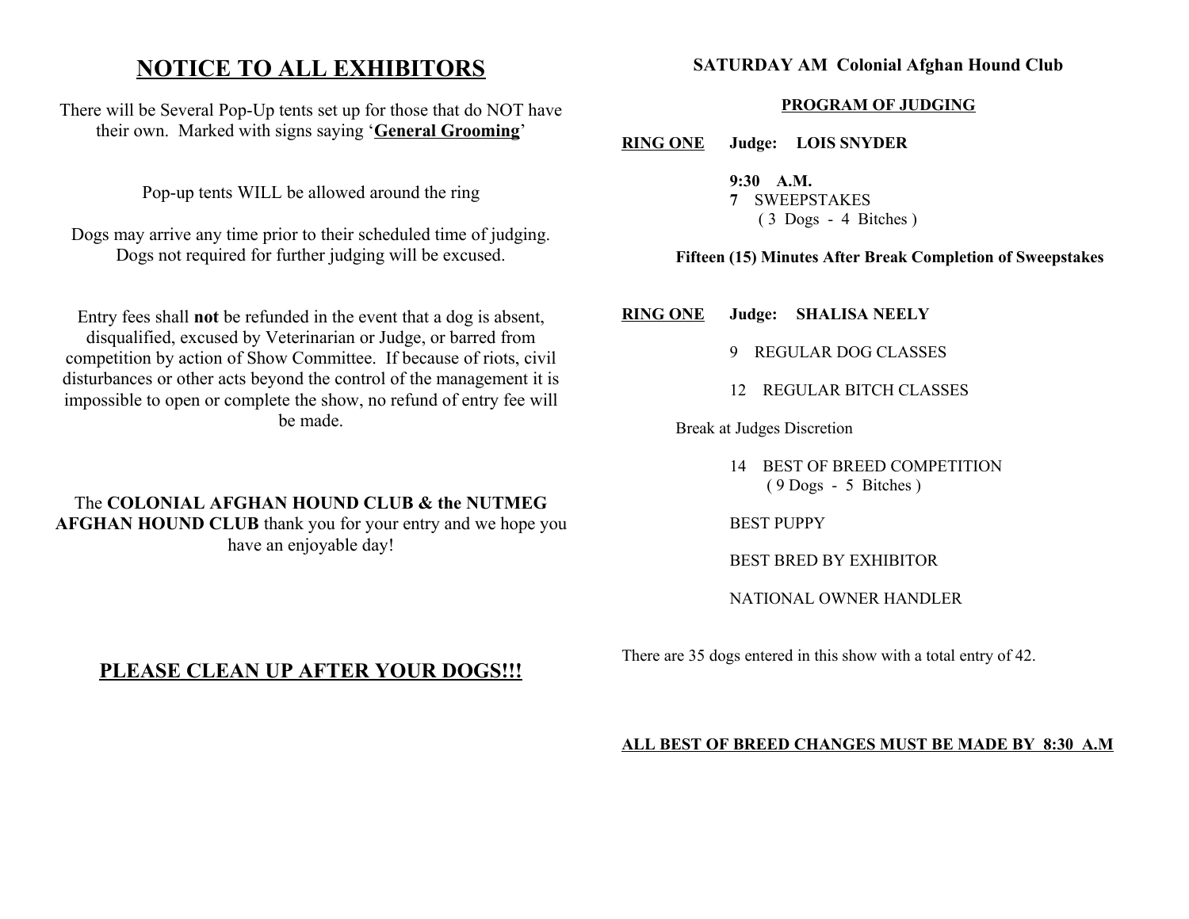# NOTICE TO ALL EXHIBITORS

There will be Several Pop-Up tents set up for those that do NOT have their own. Marked with signs saying '**General Grooming**'

Pop-up tents WILL be allowed around the ring

Dogs may arrive any time prior to their scheduled time of judging. Dogs not required for further judging will be excused.

Entry fees shall **not** be refunded in the event that a dog is absent, disqualified, excused by Veterinarian or Judge, or barred from competition by action of Show Committee. If because of riots, civil disturbances or other acts beyond the control of the management it is impossible to open or complete the show, no refund of entry fee will be made.

The **COLONIAL AFGHAN HOUND CLUB & the NUTMEG AFGHAN HOUND CLUB** thank you for your entry and we hope you have an enjoyable day!

## PLEASE CLEAN UP AFTER YOUR DOGS!!!

**SATURDAY AM Colonial Afghan Hound Club**

**PROGRAM OF JUDGING**

**RING ONE** **Judge: LOIS SNYDER**

**9:30 A.M.**
**7** SWEEPSTAKES
( 3 Dogs - 4 Bitches )

**Fifteen (15) Minutes After Break Completion of Sweepstakes**

**RING ONE** **Judge: SHALISA NEELY**

9 REGULAR DOG CLASSES

12 REGULAR BITCH CLASSES

Break at Judges Discretion

14 BEST OF BREED COMPETITION
( 9 Dogs - 5 Bitches )

BEST PUPPY

BEST BRED BY EXHIBITOR

NATIONAL OWNER HANDLER

There are 35 dogs entered in this show with a total entry of 42.

**ALL BEST OF BREED CHANGES MUST BE MADE BY 8:30 A.M**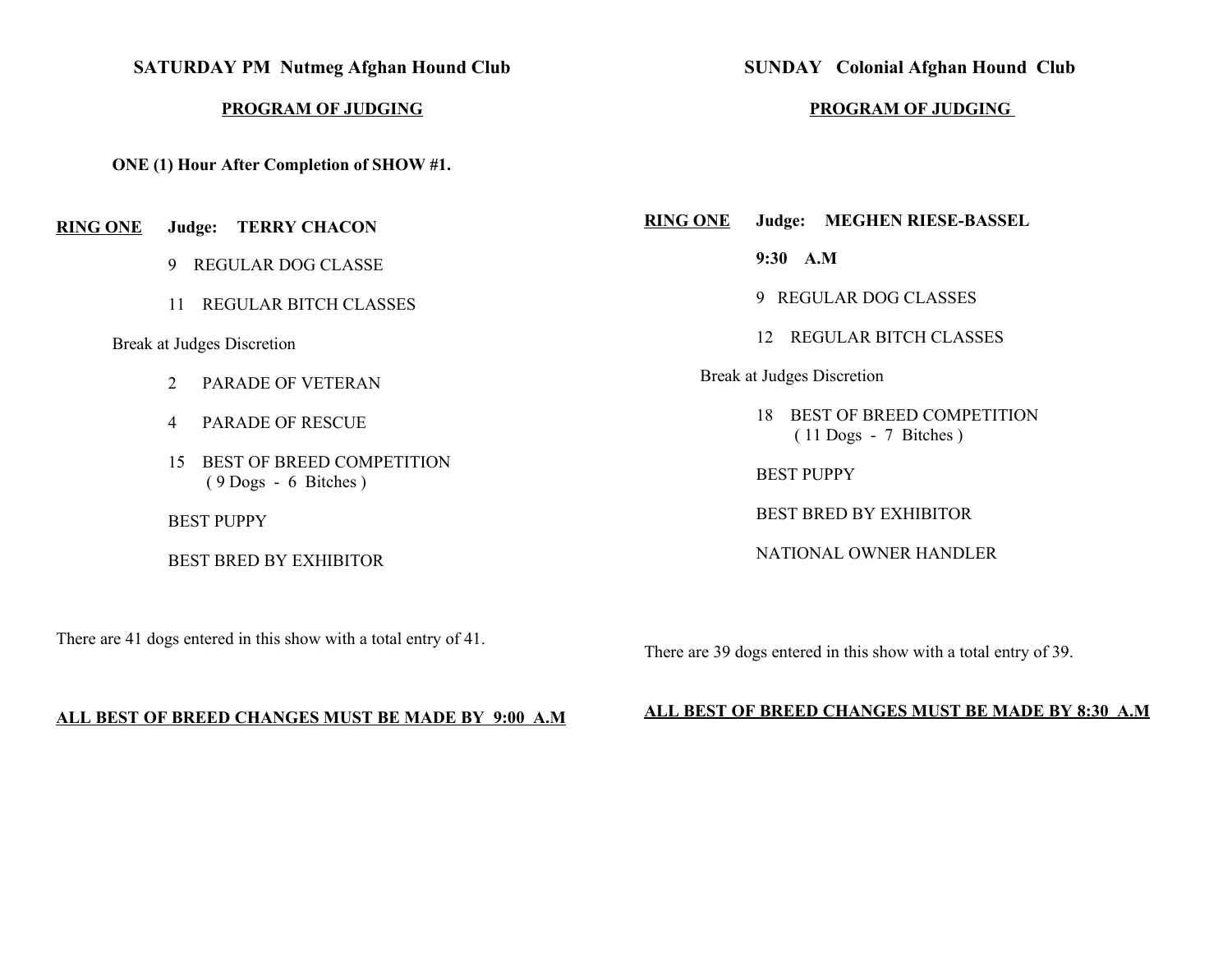## SATURDAY PM Nutmeg Afghan Hound Club

**PROGRAM OF JUDGING**

**ONE (1) Hour After Completion of SHOW #1.**

**RING ONE** **Judge: TERRY CHACON**

9 REGULAR DOG CLASSE

11 REGULAR BITCH CLASSES

Break at Judges Discretion

2 PARADE OF VETERAN

4 PARADE OF RESCUE

15 BEST OF BREED COMPETITION
( 9 Dogs - 6 Bitches )

BEST PUPPY

BEST BRED BY EXHIBITOR

There are 41 dogs entered in this show with a total entry of 41.

**ALL BEST OF BREED CHANGES MUST BE MADE BY 9:00 A.M**

## SUNDAY Colonial Afghan Hound Club

**PROGRAM OF JUDGING**

**RING ONE** **Judge: MEGHEN RIESE-BASSEL**

**9:30 A.M**

9 REGULAR DOG CLASSES

12 REGULAR BITCH CLASSES

Break at Judges Discretion

18 BEST OF BREED COMPETITION
( 11 Dogs - 7 Bitches )

BEST PUPPY

BEST BRED BY EXHIBITOR

NATIONAL OWNER HANDLER

There are 39 dogs entered in this show with a total entry of 39.

**ALL BEST OF BREED CHANGES MUST BE MADE BY 8:30 A.M**